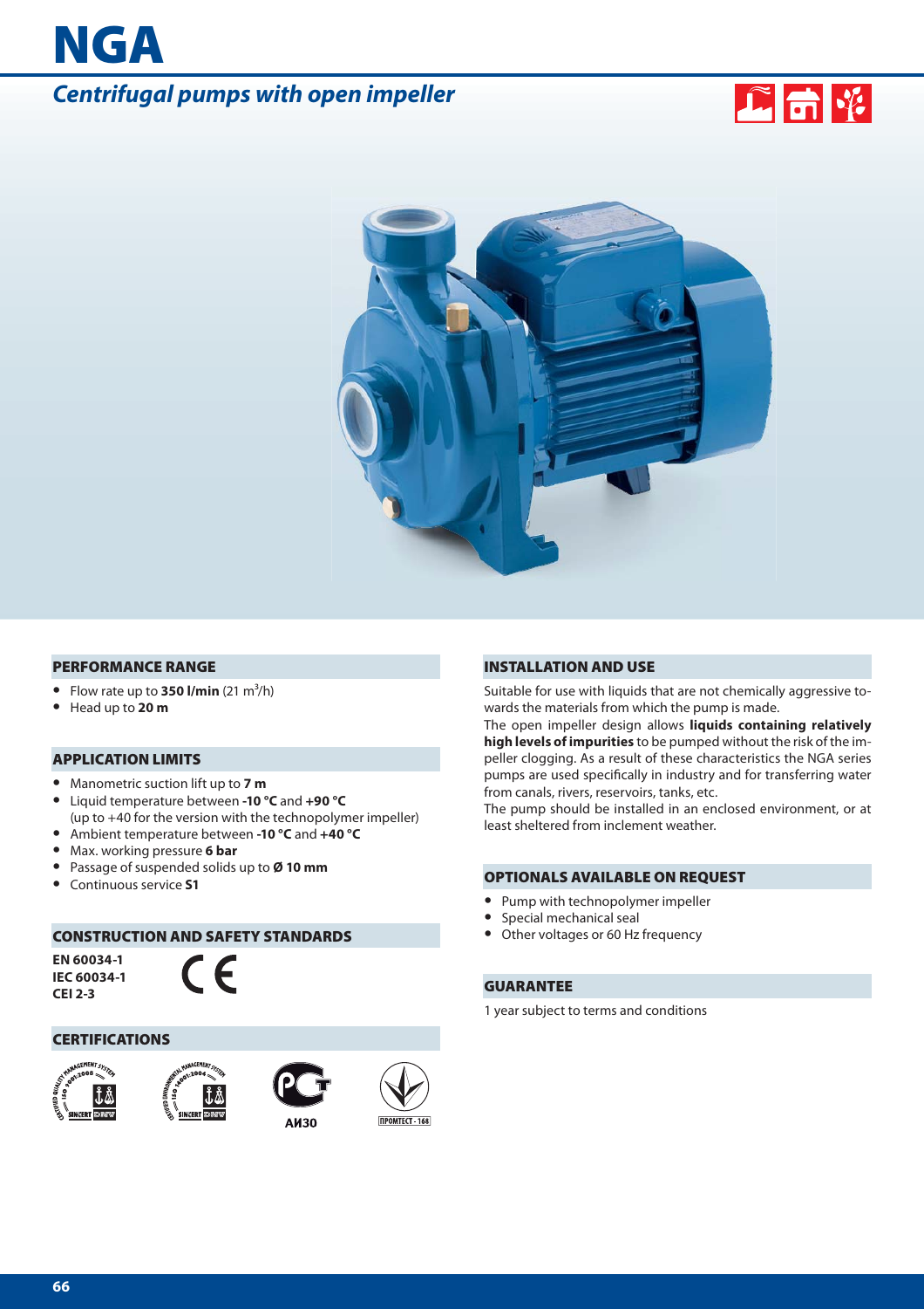# NGA

## *Centrifugal pumps with open impeller*

### PERFORMANCE RANGE

- Flow rate up to **350 l/min** (21 $m^3$/h)
- Head up to **20 m**

### APPLICATION LIMITS

- Manometric suction lift up to **7 m**
- Liquid temperature between **-10 °C** and **+90 °C** (up to +40 for the version with the technopolymer impeller)
- Ambient temperature between **-10 °C** and **+40 °C**
- Max. working pressure **6 bar**
- Passage of suspended solids up to **Ø 10 mm**
- Continuous service **S1**

### CONSTRUCTION AND SAFETY STANDARDS

**EN 60034-1**
**IEC 60034-1**
**CEI 2-3**

CE

### CERTIFICATIONS

АЯ30

ПРОМТЕСТ - 168

### INSTALLATION AND USE

Suitable for use with liquids that are not chemically aggressive towards the materials from which the pump is made.
The open impeller design allows **liquids containing relatively high levels of impurities** to be pumped without the risk of the impeller clogging. As a result of these characteristics the NGA series pumps are used specifically in industry and for transferring water from canals, rivers, reservoirs, tanks, etc.
The pump should be installed in an enclosed environment, or at least sheltered from inclement weather.

### OPTIONALS AVAILABLE ON REQUEST

- Pump with technopolymer impeller
- Special mechanical seal
- Other voltages or 60 Hz frequency

### GUARANTEE

1 year subject to terms and conditions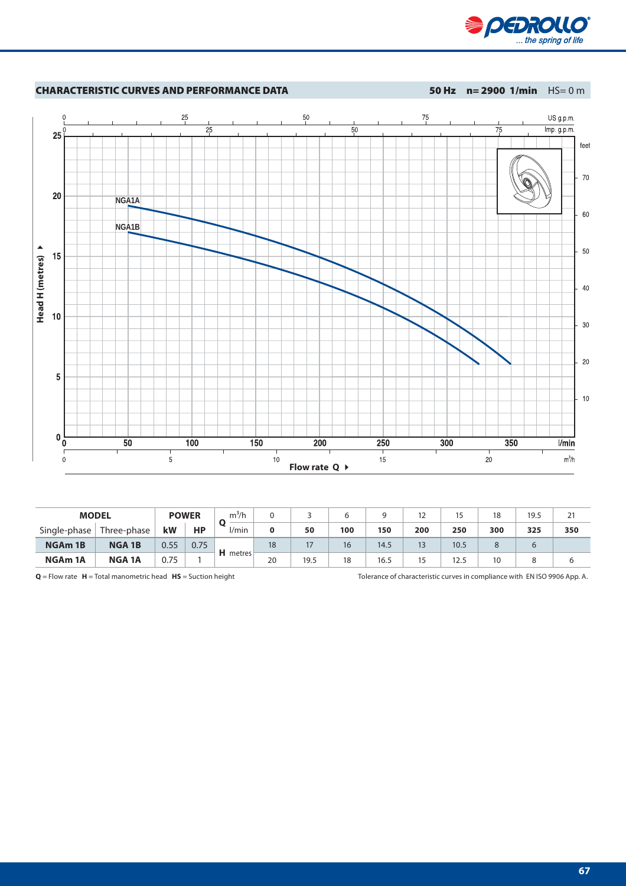## CHARACTERISTIC CURVES AND PERFORMANCE DATA

**50 Hz   n= 2900 1/min**   HS= 0 m

| MODEL | | POWER | | Q | $m^3/h$ | 0 | 3 | 6 | 9 | 12 | 15 | 18 | 19.5 | 21 |
|---|---|---|---|---|---|---|---|---|---|---|---|---|---|---|
| Single-phase | Three-phase | kW | HP | | l/min | **0** | **50** | **100** | **150** | **200** | **250** | **300** | **325** | **350** |
| **NGAm 1B** | **NGA 1B** | 0.55 | 0.75 | **H** metres | | 18 | 17 | 16 | 14.5 | 13 | 10.5 | 8 | 6 | |
| **NGAm 1A** | **NGA 1A** | 0.75 | 1 | | | 20 | 19.5 | 18 | 16.5 | 15 | 12.5 | 10 | 8 | 6 |

**Q** = Flow rate **H** = Total manometric head **HS** = Suction height

Tolerance of characteristic curves in compliance with EN ISO 9906 App. A.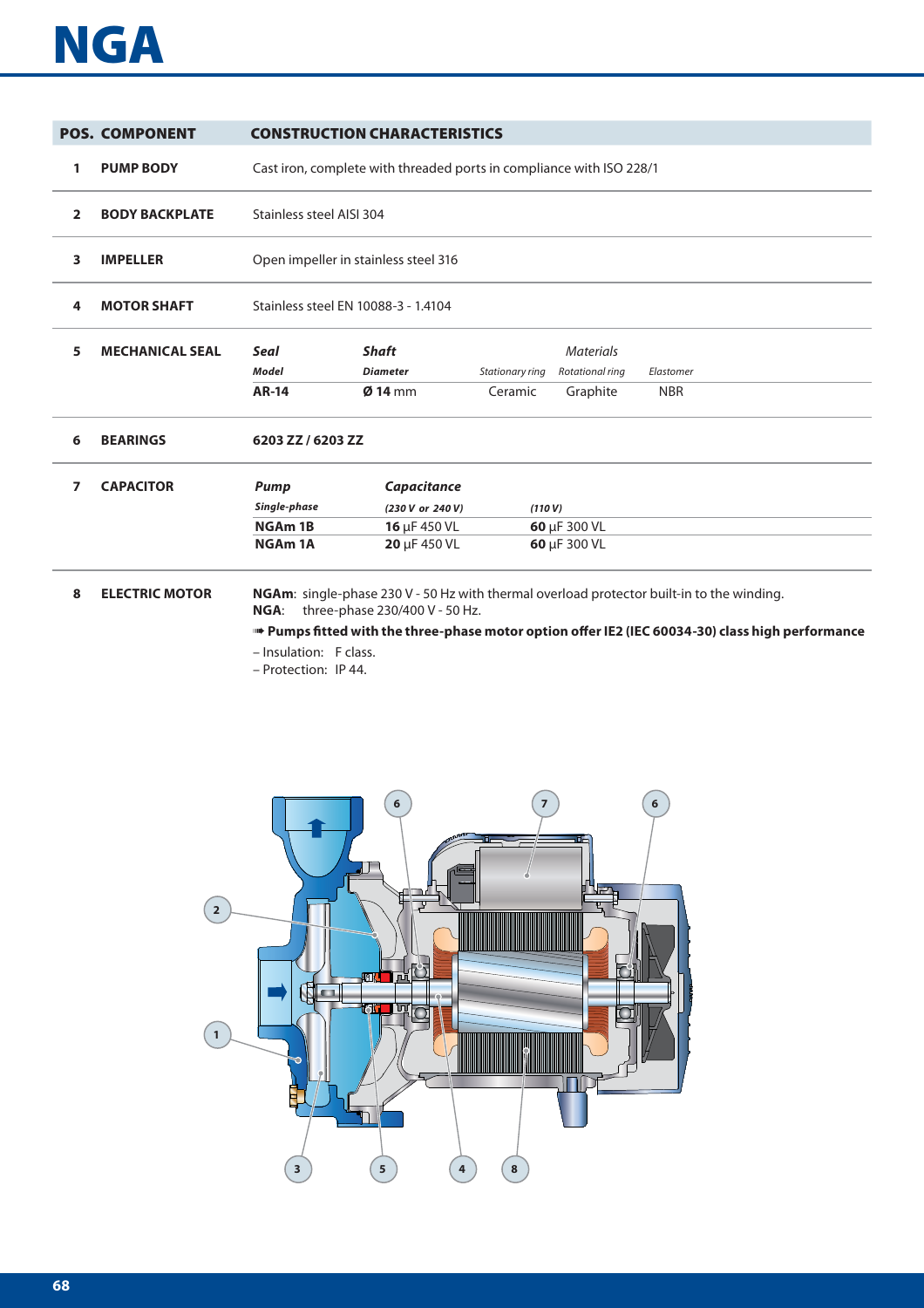# NGA

| POS. | COMPONENT | CONSTRUCTION CHARACTERISTICS | | | | |
|---|---|---|---|---|---|---|
| 1 | **PUMP BODY** | Cast iron, complete with threaded ports in compliance with ISO 228/1 | | | | |
| 2 | **BODY BACKPLATE** | Stainless steel AISI 304 | | | | |
| 3 | **IMPELLER** | Open impeller in stainless steel 316 | | | | |
| 4 | **MOTOR SHAFT** | Stainless steel EN 10088-3 - 1.4104 | | | | |
| 5 | **MECHANICAL SEAL** | ***Seal*** | ***Shaft*** | | *Materials* | |
| | | ***Model*** | ***Diameter*** | *Stationary ring* | *Rotational ring* | *Elastomer* |
| | | **AR-14** | **Ø 14** mm | Ceramic | Graphite | NBR |
| 6 | **BEARINGS** | **6203 ZZ / 6203 ZZ** | | | | |
| 7 | **CAPACITOR** | ***Pump*** | ***Capacitance*** | | | |
| | | ***Single-phase*** | ***(230 V or 240 V)*** | ***(110 V)*** | | |
| | | **NGAm 1B** | **16** μF 450 VL | **60** μF 300 VL | | |
| | | **NGAm 1A** | **20** μF 450 VL | **60** μF 300 VL | | |

**8 ELECTRIC MOTOR**

**NGAm**: single-phase 230 V - 50 Hz with thermal overload protector built-in to the winding.
**NGA**: three-phase 230/400 V - 50 Hz.

➠ **Pumps fitted with the three-phase motor option offer IE2 (IEC 60034-30) class high performance**

– Insulation: F class.
– Protection: IP 44.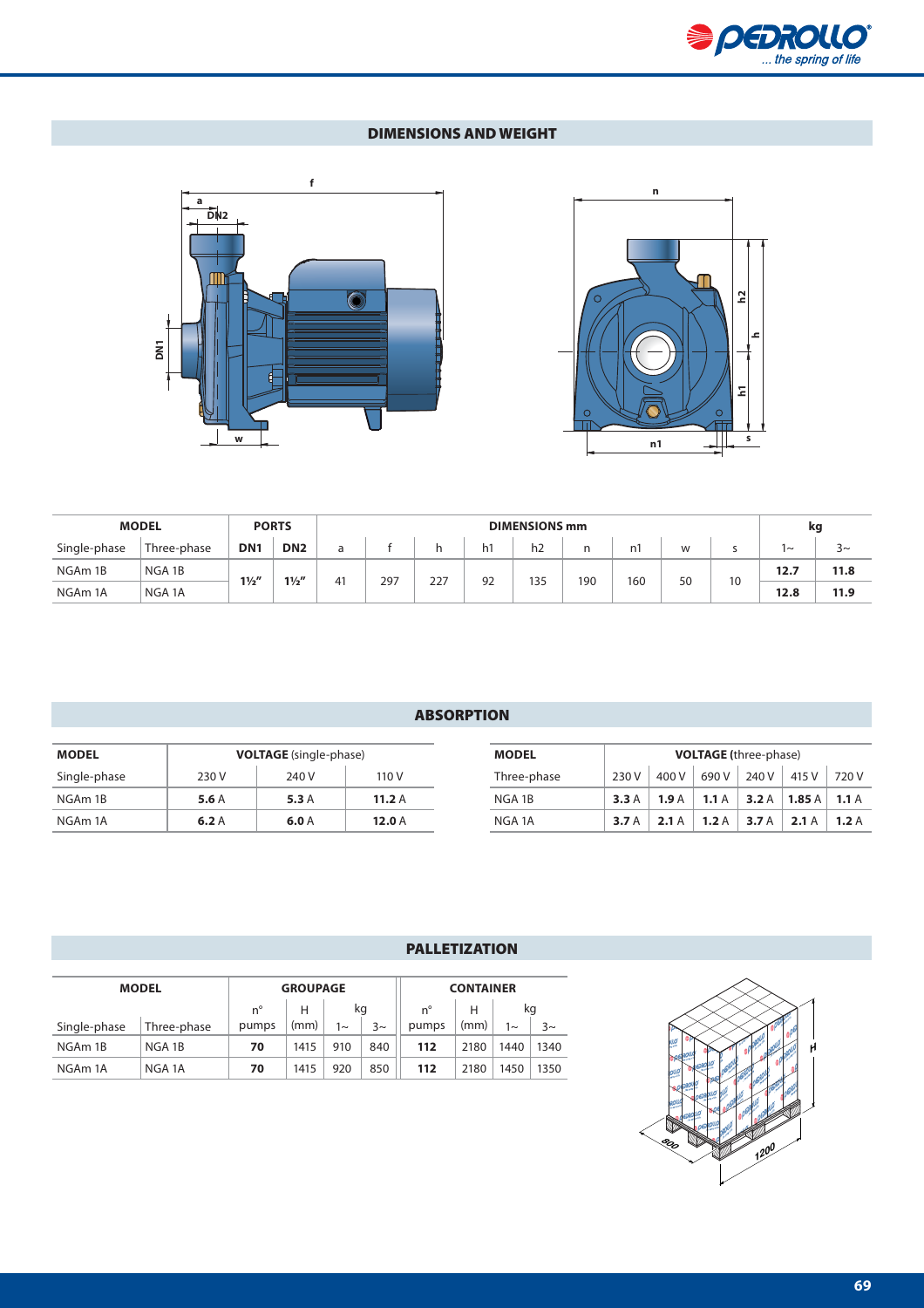## DIMENSIONS AND WEIGHT

| MODEL | | PORTS | | DIMENSIONS mm | | | | | | | | | kg | |
|---|---|---|---|---|---|---|---|---|---|---|---|---|---|---|
| Single-phase | Three-phase | DN1 | DN2 | a | f | h | h1 | h2 | n | n1 | w | s | 1~ | 3~ |
| NGAm 1B | NGA 1B | **1½"** | **1½"** | 41 | 297 | 227 | 92 | 135 | 190 | 160 | 50 | 10 | **12.7** | **11.8** |
| NGAm 1A | NGA 1A | | | | | | | | | | | | **12.8** | **11.9** |

## ABSORPTION

| MODEL | VOLTAGE (single-phase) | | |
|---|---|---|---|
| Single-phase | 230 V | 240 V | 110 V |
| NGAm 1B | **5.6** A | **5.3** A | **11.2** A |
| NGAm 1A | **6.2** A | **6.0** A | **12.0** A |

| MODEL | VOLTAGE (three-phase) | | | | | |
|---|---|---|---|---|---|---|
| Three-phase | 230 V | 400 V | 690 V | 240 V | 415 V | 720 V |
| NGA 1B | **3.3** A | **1.9** A | **1.1** A | **3.2** A | **1.85** A | **1.1** A |
| NGA 1A | **3.7** A | **2.1** A | **1.2** A | **3.7** A | **2.1** A | **1.2** A |

## PALLETIZATION

| MODEL | | GROUPAGE | | | | CONTAINER | | | |
|---|---|---|---|---|---|---|---|---|---|
| | | n° | H | kg | | n° | H | kg | |
| Single-phase | Three-phase | pumps | (mm) | 1~ | 3~ | pumps | (mm) | 1~ | 3~ |
| NGAm 1B | NGA 1B | **70** | 1415 | 910 | 840 | **112** | 2180 | 1440 | 1340 |
| NGAm 1A | NGA 1A | **70** | 1415 | 920 | 850 | **112** | 2180 | 1450 | 1350 |